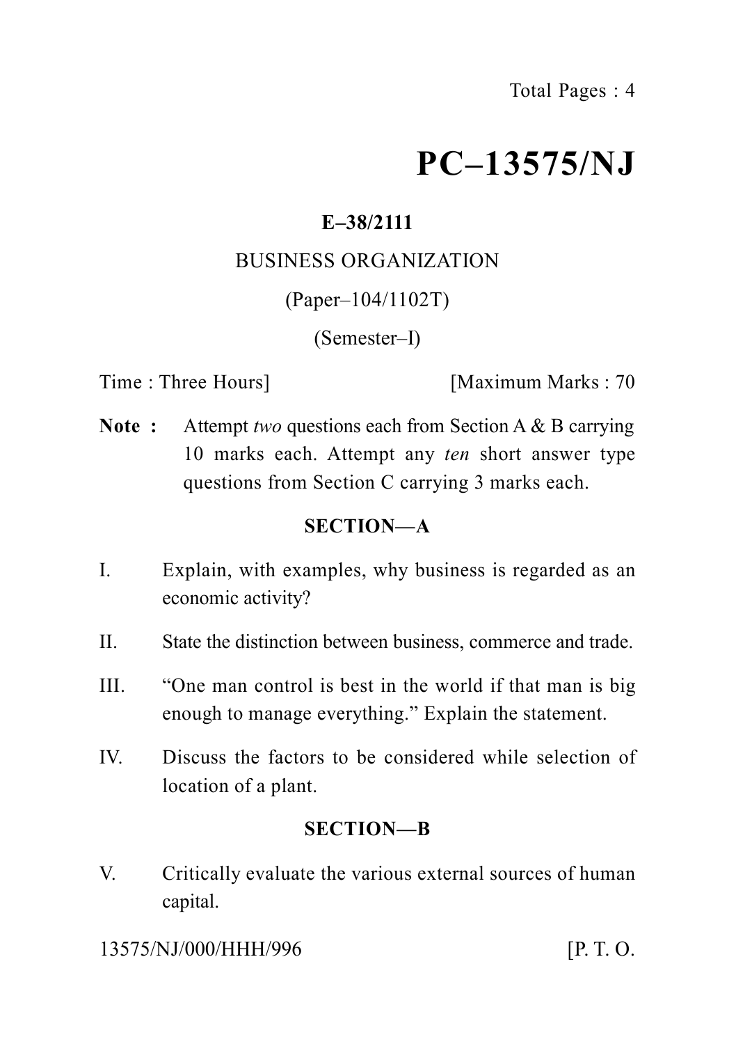# PC–13575/NJ

**E–38/2111**

BUSINESS ORGANIZATION

(Paper–104/1102T)

(Semester–I)

Time : Three Hours] [Maximum Marks : 70

**Note :** Attempt *two* questions each from Section A & B carrying 10 marks each. Attempt any *ten* short answer type questions from Section C carrying 3 marks each.

## SECTION—A

I. Explain, with examples, why business is regarded as an economic activity?

II. State the distinction between business, commerce and trade.

III. "One man control is best in the world if that man is big enough to manage everything." Explain the statement.

IV. Discuss the factors to be considered while selection of location of a plant.

## SECTION—B

V. Critically evaluate the various external sources of human capital.

13575/NJ/000/HHH/996 [P. T. O.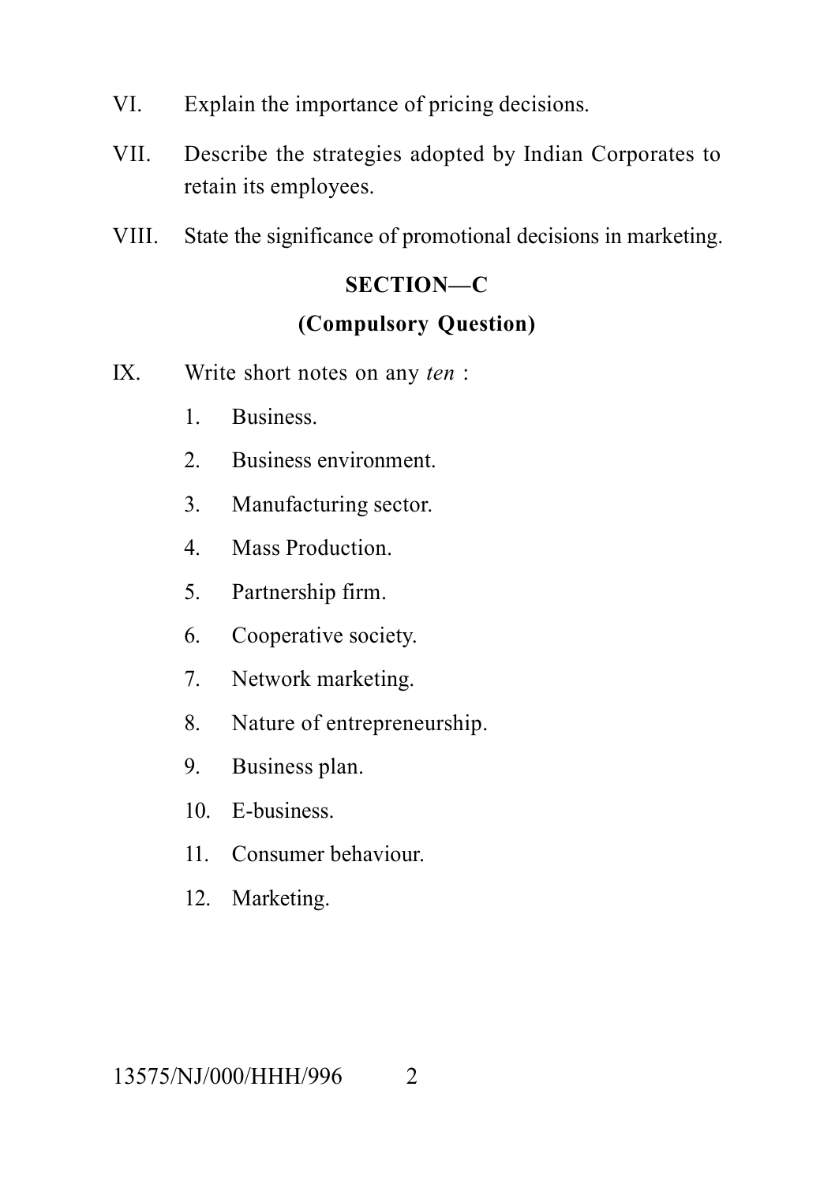VI. Explain the importance of pricing decisions.

VII. Describe the strategies adopted by Indian Corporates to retain its employees.

VIII. State the significance of promotional decisions in marketing.

## SECTION—C

### (Compulsory Question)

IX. Write short notes on any *ten* :

1. Business.
2. Business environment.
3. Manufacturing sector.
4. Mass Production.
5. Partnership firm.
6. Cooperative society.
7. Network marketing.
8. Nature of entrepreneurship.
9. Business plan.
10. E-business.
11. Consumer behaviour.
12. Marketing.

13575/NJ/000/HHH/996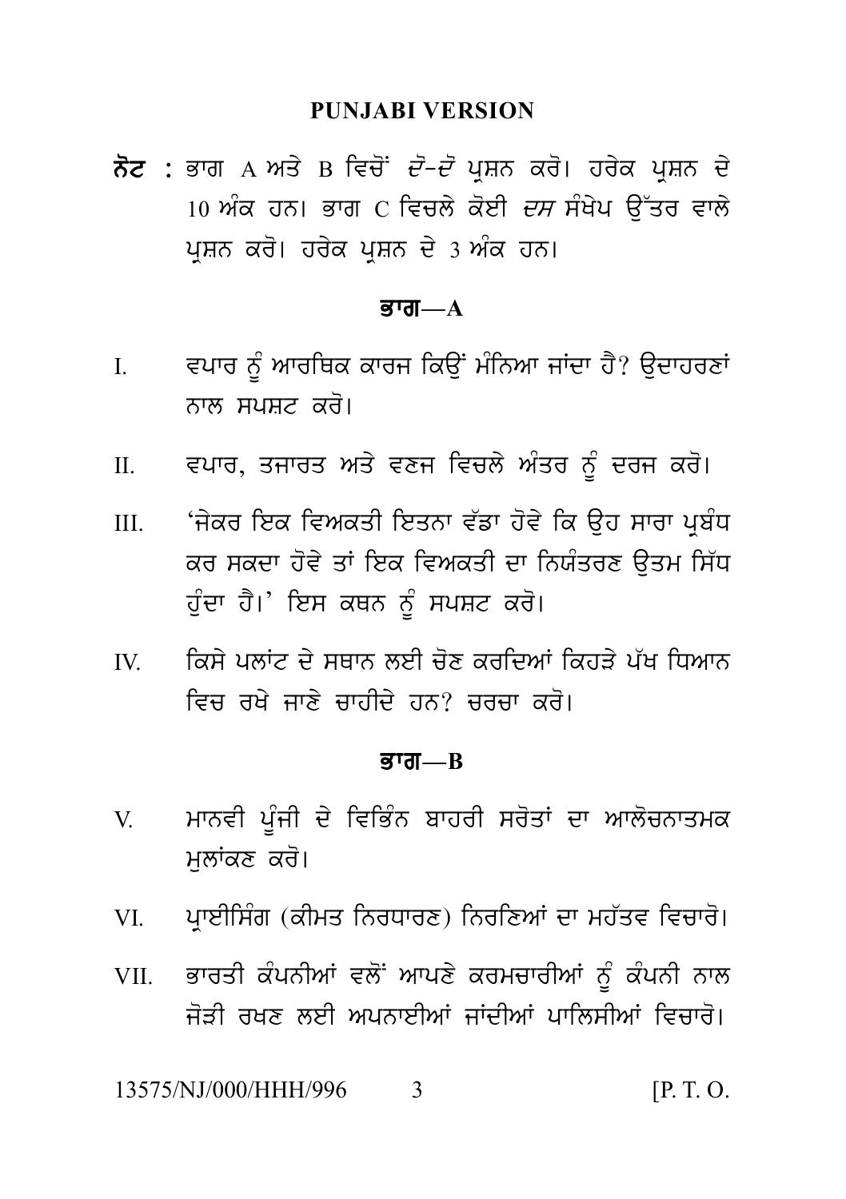## PUNJABI VERSION

**ਨੋਟ :** ਭਾਗ A ਅਤੇ B ਵਿਚੋਂ *ਦੋ-ਦੋ* ਪ੍ਰਸ਼ਨ ਕਰੋ। ਹਰੇਕ ਪ੍ਰਸ਼ਨ ਦੇ 10 ਅੰਕ ਹਨ। ਭਾਗ C ਵਿਚਲੇ ਕੋਈ *ਦਸ* ਸੰਖੇਪ ਉੱਤਰ ਵਾਲੇ ਪ੍ਰਸ਼ਨ ਕਰੋ। ਹਰੇਕ ਪ੍ਰਸ਼ਨ ਦੇ 3 ਅੰਕ ਹਨ।

### ਭਾਗ—A

I. ਵਪਾਰ ਨੂੰ ਆਰਥਿਕ ਕਾਰਜ ਕਿਉਂ ਮੰਨਿਆ ਜਾਂਦਾ ਹੈ? ਉਦਾਹਰਣਾਂ ਨਾਲ ਸਪਸ਼ਟ ਕਰੋ।

II. ਵਪਾਰ, ਤਜਾਰਤ ਅਤੇ ਵਣਜ ਵਿਚਲੇ ਅੰਤਰ ਨੂੰ ਦਰਜ ਕਰੋ।

III. 'ਜੇਕਰ ਇਕ ਵਿਅਕਤੀ ਇਤਨਾ ਵੱਡਾ ਹੋਵੇ ਕਿ ਉਹ ਸਾਰਾ ਪ੍ਰਬੰਧ ਕਰ ਸਕਦਾ ਹੋਵੇ ਤਾਂ ਇਕ ਵਿਅਕਤੀ ਦਾ ਨਿਯੰਤਰਣ ਉਤਮ ਸਿੱਧ ਹੁੰਦਾ ਹੈ।' ਇਸ ਕਥਨ ਨੂੰ ਸਪਸ਼ਟ ਕਰੋ।

IV. ਕਿਸੇ ਪਲਾਂਟ ਦੇ ਸਥਾਨ ਲਈ ਚੋਣ ਕਰਦਿਆਂ ਕਿਹੜੇ ਪੱਖ ਧਿਆਨ ਵਿਚ ਰਖੇ ਜਾਣੇ ਚਾਹੀਦੇ ਹਨ? ਚਰਚਾ ਕਰੋ।

### ਭਾਗ—B

V. ਮਾਨਵੀ ਪੂੰਜੀ ਦੇ ਵਿਭਿੰਨ ਬਾਹਰੀ ਸਰੋਤਾਂ ਦਾ ਆਲੋਚਨਾਤਮਕ ਮੁਲਾਂਕਣ ਕਰੋ।

VI. ਪ੍ਰਾਈਸਿੰਗ (ਕੀਮਤ ਨਿਰਧਾਰਣ) ਨਿਰਣਿਆਂ ਦਾ ਮਹੱਤਵ ਵਿਚਾਰੋ।

VII. ਭਾਰਤੀ ਕੰਪਨੀਆਂ ਵਲੋਂ ਆਪਣੇ ਕਰਮਚਾਰੀਆਂ ਨੂੰ ਕੰਪਨੀ ਨਾਲ ਜੋੜੀ ਰਖਣ ਲਈ ਅਪਨਾਈਆਂ ਜਾਂਦੀਆਂ ਪਾਲਿਸੀਆਂ ਵਿਚਾਰੋ।

13575/NJ/000/HHH/996 [P. T. O.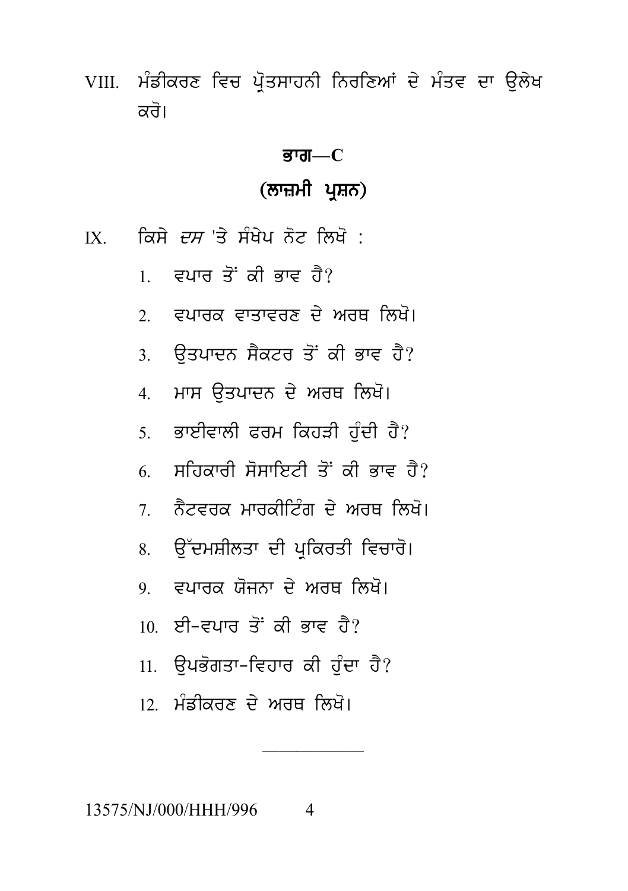VIII. ਮੰਡੀਕਰਣ ਵਿਚ ਪ੍ਰੋਤਸਾਹਨੀ ਨਿਰਣਿਆਂ ਦੇ ਮੰਤਵ ਦਾ ਉਲੇਖ ਕਰੋ।

## ਭਾਗ—C

## (ਲਾਜ਼ਮੀ ਪ੍ਰਸ਼ਨ)

IX. ਕਿਸੇ *ਦਸ* 'ਤੇ ਸੰਖੇਪ ਨੋਟ ਲਿਖੋ :

1. ਵਪਾਰ ਤੋਂ ਕੀ ਭਾਵ ਹੈ?
2. ਵਪਾਰਕ ਵਾਤਾਵਰਣ ਦੇ ਅਰਥ ਲਿਖੋ।
3. ਉਤਪਾਦਨ ਸੈਕਟਰ ਤੋਂ ਕੀ ਭਾਵ ਹੈ?
4. ਮਾਸ ਉਤਪਾਦਨ ਦੇ ਅਰਥ ਲਿਖੋ।
5. ਭਾਈਵਾਲੀ ਫਰਮ ਕਿਹੜੀ ਹੁੰਦੀ ਹੈ?
6. ਸਹਿਕਾਰੀ ਸੋਸਾਇਟੀ ਤੋਂ ਕੀ ਭਾਵ ਹੈ?
7. ਨੈਟਵਰਕ ਮਾਰਕੀਟਿੰਗ ਦੇ ਅਰਥ ਲਿਖੋ।
8. ਉੱਦਮਸ਼ੀਲਤਾ ਦੀ ਪ੍ਰਕਿਰਤੀ ਵਿਚਾਰੋ।
9. ਵਪਾਰਕ ਯੋਜਨਾ ਦੇ ਅਰਥ ਲਿਖੋ।
10. ਈ-ਵਪਾਰ ਤੋਂ ਕੀ ਭਾਵ ਹੈ?
11. ਉਪਭੋਗਤਾ-ਵਿਹਾਰ ਕੀ ਹੁੰਦਾ ਹੈ?
12. ਮੰਡੀਕਰਣ ਦੇ ਅਰਥ ਲਿਖੋ।

13575/NJ/000/HHH/996